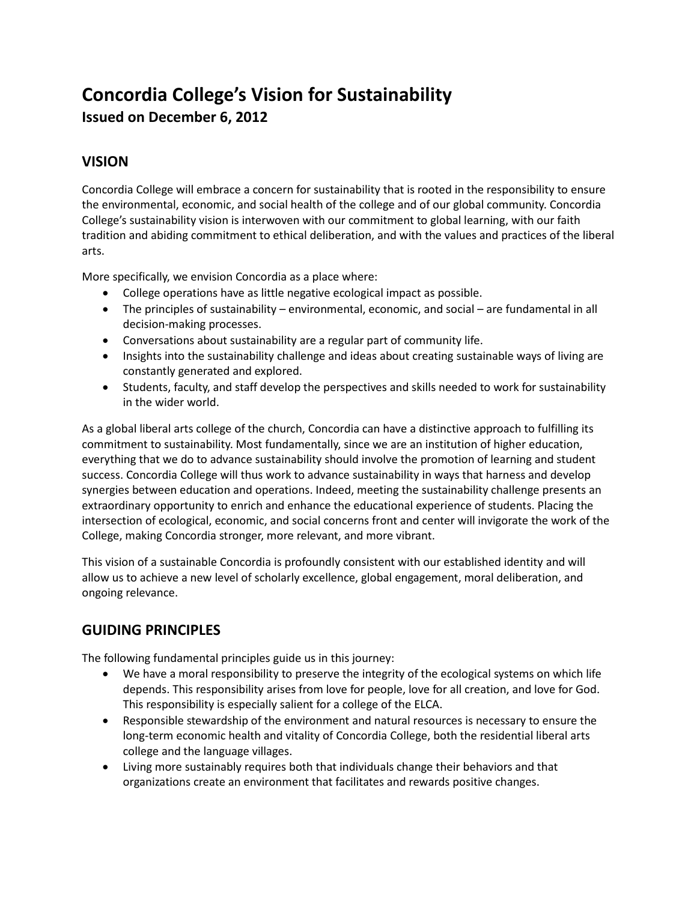# Concordia College's Vision for Sustainability

### Issued on December 6, 2012

## VISION

Concordia College will embrace a concern for sustainability that is rooted in the responsibility to ensure the environmental, economic, and social health of the college and of our global community. Concordia College's sustainability vision is interwoven with our commitment to global learning, with our faith tradition and abiding commitment to ethical deliberation, and with the values and practices of the liberal arts.

More specifically, we envision Concordia as a place where:

- College operations have as little negative ecological impact as possible.
- The principles of sustainability – environmental, economic, and social – are fundamental in all decision-making processes.
- Conversations about sustainability are a regular part of community life.
- Insights into the sustainability challenge and ideas about creating sustainable ways of living are constantly generated and explored.
- Students, faculty, and staff develop the perspectives and skills needed to work for sustainability in the wider world.

As a global liberal arts college of the church, Concordia can have a distinctive approach to fulfilling its commitment to sustainability. Most fundamentally, since we are an institution of higher education, everything that we do to advance sustainability should involve the promotion of learning and student success. Concordia College will thus work to advance sustainability in ways that harness and develop synergies between education and operations. Indeed, meeting the sustainability challenge presents an extraordinary opportunity to enrich and enhance the educational experience of students. Placing the intersection of ecological, economic, and social concerns front and center will invigorate the work of the College, making Concordia stronger, more relevant, and more vibrant.

This vision of a sustainable Concordia is profoundly consistent with our established identity and will allow us to achieve a new level of scholarly excellence, global engagement, moral deliberation, and ongoing relevance.

## GUIDING PRINCIPLES

The following fundamental principles guide us in this journey:

- We have a moral responsibility to preserve the integrity of the ecological systems on which life depends. This responsibility arises from love for people, love for all creation, and love for God. This responsibility is especially salient for a college of the ELCA.
- Responsible stewardship of the environment and natural resources is necessary to ensure the long-term economic health and vitality of Concordia College, both the residential liberal arts college and the language villages.
- Living more sustainably requires both that individuals change their behaviors and that organizations create an environment that facilitates and rewards positive changes.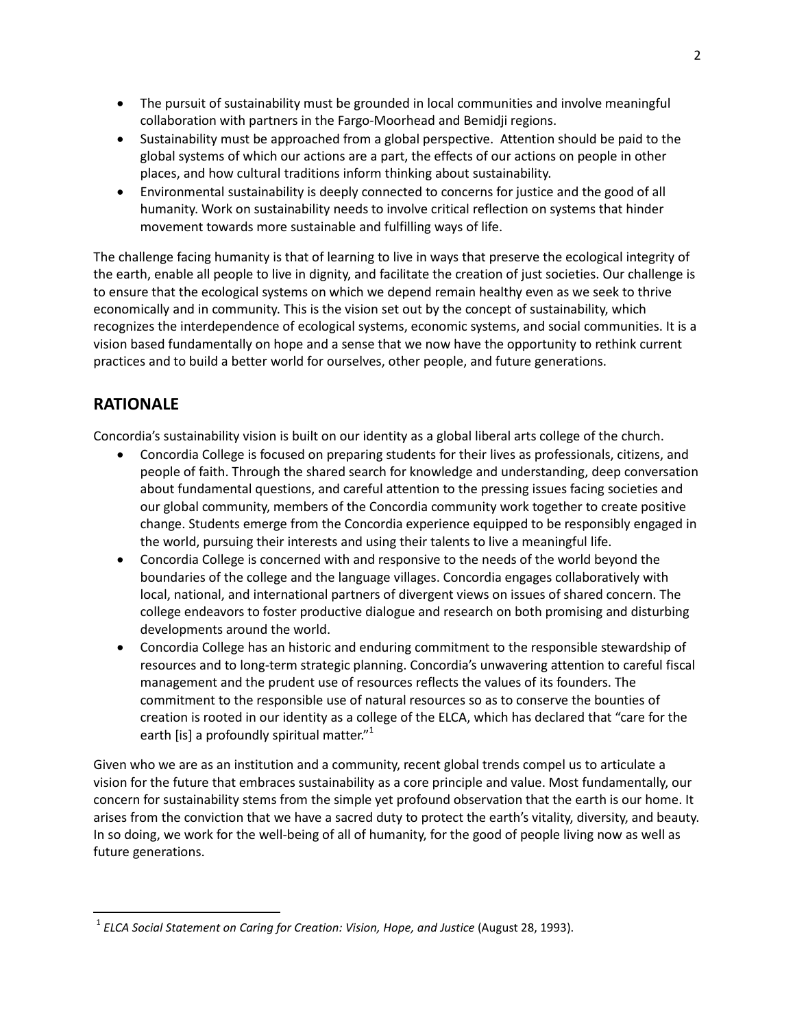- The pursuit of sustainability must be grounded in local communities and involve meaningful collaboration with partners in the Fargo-Moorhead and Bemidji regions.
- Sustainability must be approached from a global perspective. Attention should be paid to the global systems of which our actions are a part, the effects of our actions on people in other places, and how cultural traditions inform thinking about sustainability.
- Environmental sustainability is deeply connected to concerns for justice and the good of all humanity. Work on sustainability needs to involve critical reflection on systems that hinder movement towards more sustainable and fulfilling ways of life.

The challenge facing humanity is that of learning to live in ways that preserve the ecological integrity of the earth, enable all people to live in dignity, and facilitate the creation of just societies. Our challenge is to ensure that the ecological systems on which we depend remain healthy even as we seek to thrive economically and in community. This is the vision set out by the concept of sustainability, which recognizes the interdependence of ecological systems, economic systems, and social communities. It is a vision based fundamentally on hope and a sense that we now have the opportunity to rethink current practices and to build a better world for ourselves, other people, and future generations.

## RATIONALE

Concordia's sustainability vision is built on our identity as a global liberal arts college of the church.

- Concordia College is focused on preparing students for their lives as professionals, citizens, and people of faith. Through the shared search for knowledge and understanding, deep conversation about fundamental questions, and careful attention to the pressing issues facing societies and our global community, members of the Concordia community work together to create positive change. Students emerge from the Concordia experience equipped to be responsibly engaged in the world, pursuing their interests and using their talents to live a meaningful life.
- Concordia College is concerned with and responsive to the needs of the world beyond the boundaries of the college and the language villages. Concordia engages collaboratively with local, national, and international partners of divergent views on issues of shared concern. The college endeavors to foster productive dialogue and research on both promising and disturbing developments around the world.
- Concordia College has an historic and enduring commitment to the responsible stewardship of resources and to long-term strategic planning. Concordia's unwavering attention to careful fiscal management and the prudent use of resources reflects the values of its founders. The commitment to the responsible use of natural resources so as to conserve the bounties of creation is rooted in our identity as a college of the ELCA, which has declared that "care for the earth [is] a profoundly spiritual matter."[1]

Given who we are as an institution and a community, recent global trends compel us to articulate a vision for the future that embraces sustainability as a core principle and value. Most fundamentally, our concern for sustainability stems from the simple yet profound observation that the earth is our home. It arises from the conviction that we have a sacred duty to protect the earth's vitality, diversity, and beauty. In so doing, we work for the well-being of all of humanity, for the good of people living now as well as future generations.

---

[1] *ELCA Social Statement on Caring for Creation: Vision, Hope, and Justice* (August 28, 1993).